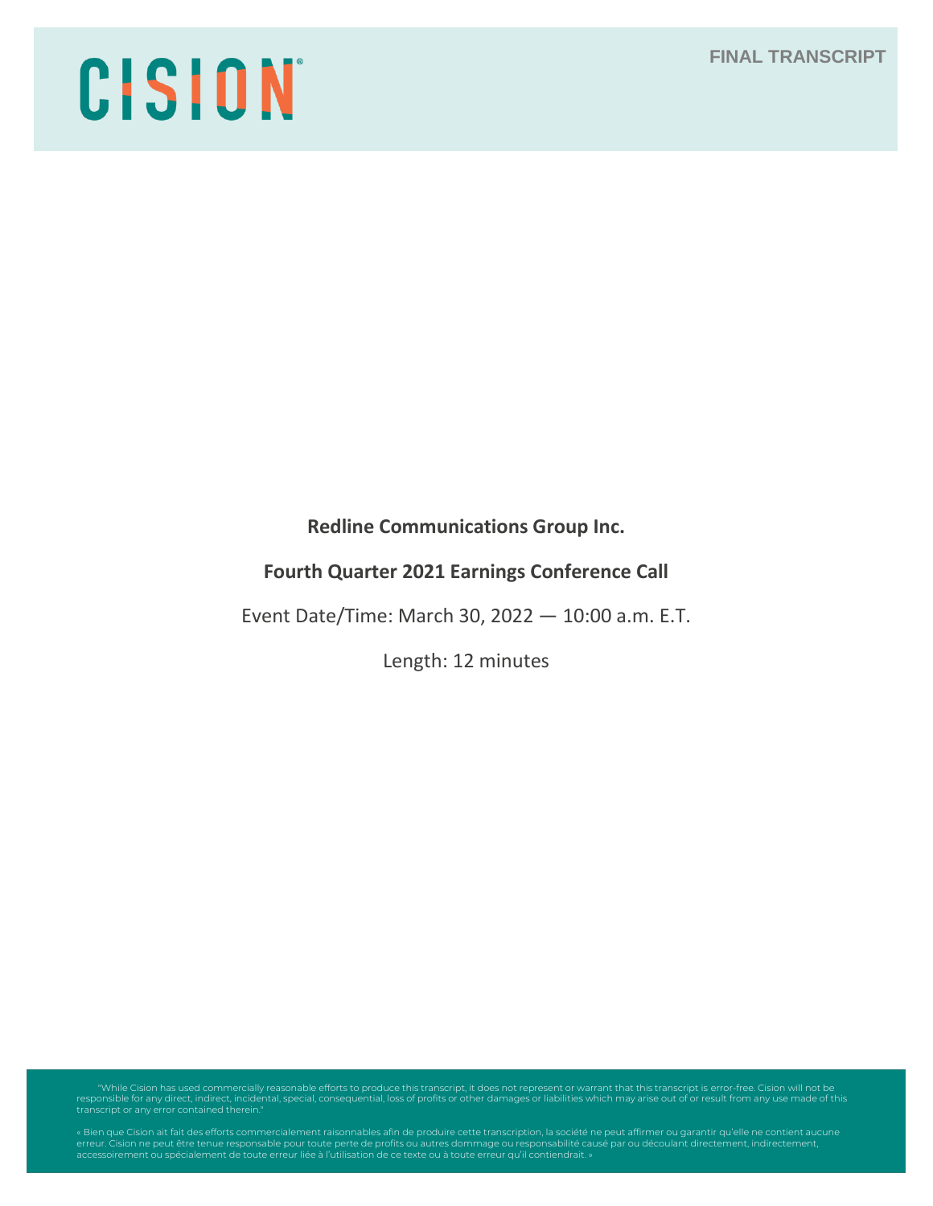CISION

FINAL TRANSCRIPT

**Redline Communications Group Inc.**

**Fourth Quarter 2021 Earnings Conference Call**

Event Date/Time: March 30, 2022 — 10:00 a.m. E.T.

Length: 12 minutes

"While Cision has used commercially reasonable efforts to produce this transcript, it does not represent or warrant that this transcript is error-free. Cision will not be responsible for any direct, indirect, incidental, special, consequential, loss of profits or other damages or liabilities which may arise out of or result from any use made of this transcript or any error contained therein."

« Bien que Cision ait fait des efforts commercialement raisonnables afin de produire cette transcription, la société ne peut affirmer ou garantir qu'elle ne contient aucune erreur. Cision ne peut être tenue responsable pour toute perte de profits ou autres dommage ou responsabilité causé par ou découlant directement, indirectement, accessoirement ou spécialement de toute erreur liée à l'utilisation de ce texte ou à toute erreur qu'il contiendrait. »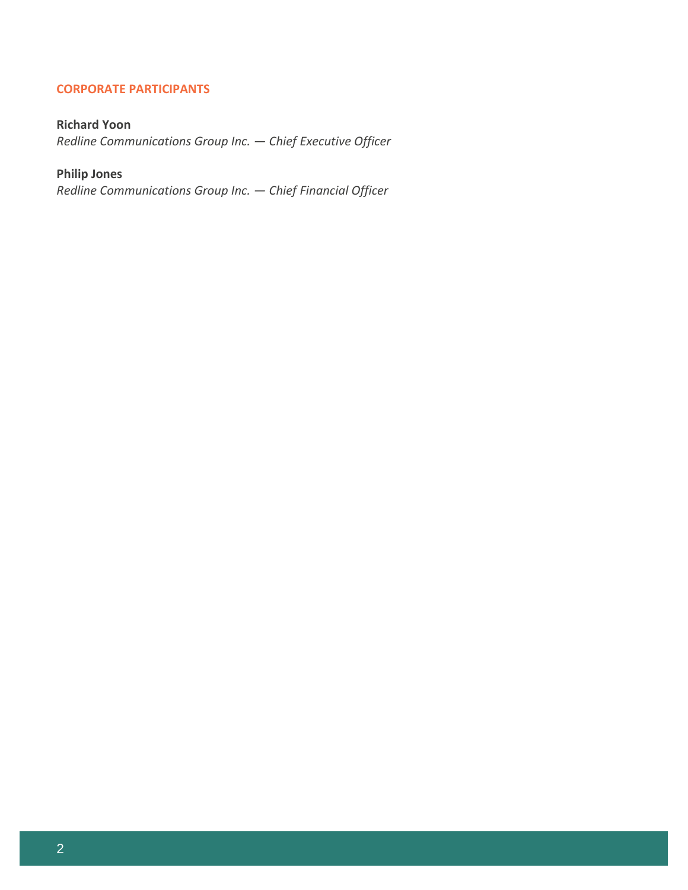## CORPORATE PARTICIPANTS

**Richard Yoon**
*Redline Communications Group Inc. — Chief Executive Officer*

**Philip Jones**
*Redline Communications Group Inc. — Chief Financial Officer*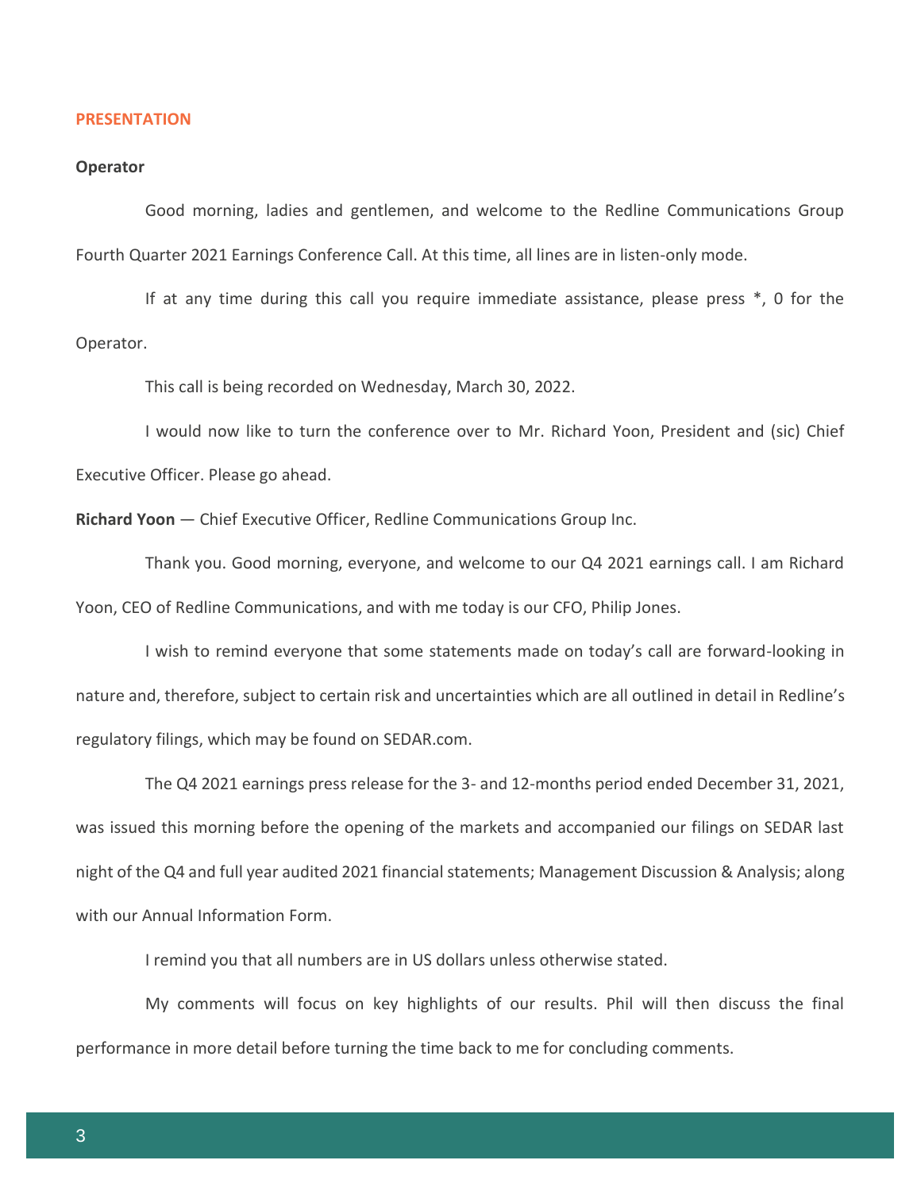## PRESENTATION

**Operator**

Good morning, ladies and gentlemen, and welcome to the Redline Communications Group Fourth Quarter 2021 Earnings Conference Call. At this time, all lines are in listen-only mode.

If at any time during this call you require immediate assistance, please press *, 0 for the Operator.

This call is being recorded on Wednesday, March 30, 2022.

I would now like to turn the conference over to Mr. Richard Yoon, President and (sic) Chief Executive Officer. Please go ahead.

**Richard Yoon** — Chief Executive Officer, Redline Communications Group Inc.

Thank you. Good morning, everyone, and welcome to our Q4 2021 earnings call. I am Richard Yoon, CEO of Redline Communications, and with me today is our CFO, Philip Jones.

I wish to remind everyone that some statements made on today's call are forward-looking in nature and, therefore, subject to certain risk and uncertainties which are all outlined in detail in Redline's regulatory filings, which may be found on SEDAR.com.

The Q4 2021 earnings press release for the 3- and 12-months period ended December 31, 2021, was issued this morning before the opening of the markets and accompanied our filings on SEDAR last night of the Q4 and full year audited 2021 financial statements; Management Discussion & Analysis; along with our Annual Information Form.

I remind you that all numbers are in US dollars unless otherwise stated.

My comments will focus on key highlights of our results. Phil will then discuss the final performance in more detail before turning the time back to me for concluding comments.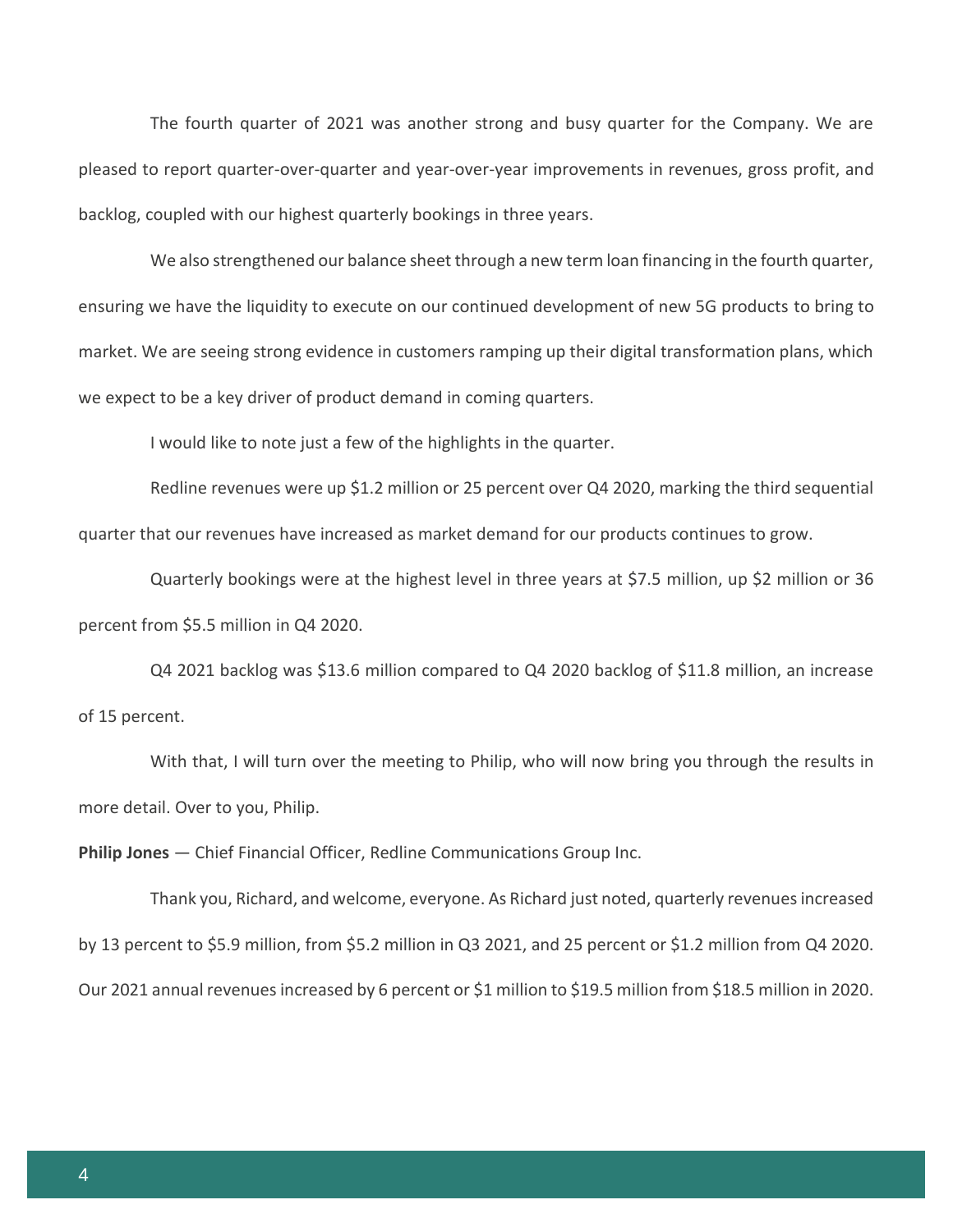The fourth quarter of 2021 was another strong and busy quarter for the Company. We are pleased to report quarter-over-quarter and year-over-year improvements in revenues, gross profit, and backlog, coupled with our highest quarterly bookings in three years.

We also strengthened our balance sheet through a new term loan financing in the fourth quarter, ensuring we have the liquidity to execute on our continued development of new 5G products to bring to market. We are seeing strong evidence in customers ramping up their digital transformation plans, which we expect to be a key driver of product demand in coming quarters.

I would like to note just a few of the highlights in the quarter.

Redline revenues were up $1.2 million or 25 percent over Q4 2020, marking the third sequential quarter that our revenues have increased as market demand for our products continues to grow.

Quarterly bookings were at the highest level in three years at $7.5 million, up $2 million or 36 percent from $5.5 million in Q4 2020.

Q4 2021 backlog was $13.6 million compared to Q4 2020 backlog of $11.8 million, an increase of 15 percent.

With that, I will turn over the meeting to Philip, who will now bring you through the results in more detail. Over to you, Philip.

**Philip Jones** — Chief Financial Officer, Redline Communications Group Inc.

Thank you, Richard, and welcome, everyone. As Richard just noted, quarterly revenues increased by 13 percent to $5.9 million, from $5.2 million in Q3 2021, and 25 percent or $1.2 million from Q4 2020. Our 2021 annual revenues increased by 6 percent or $1 million to $19.5 million from $18.5 million in 2020.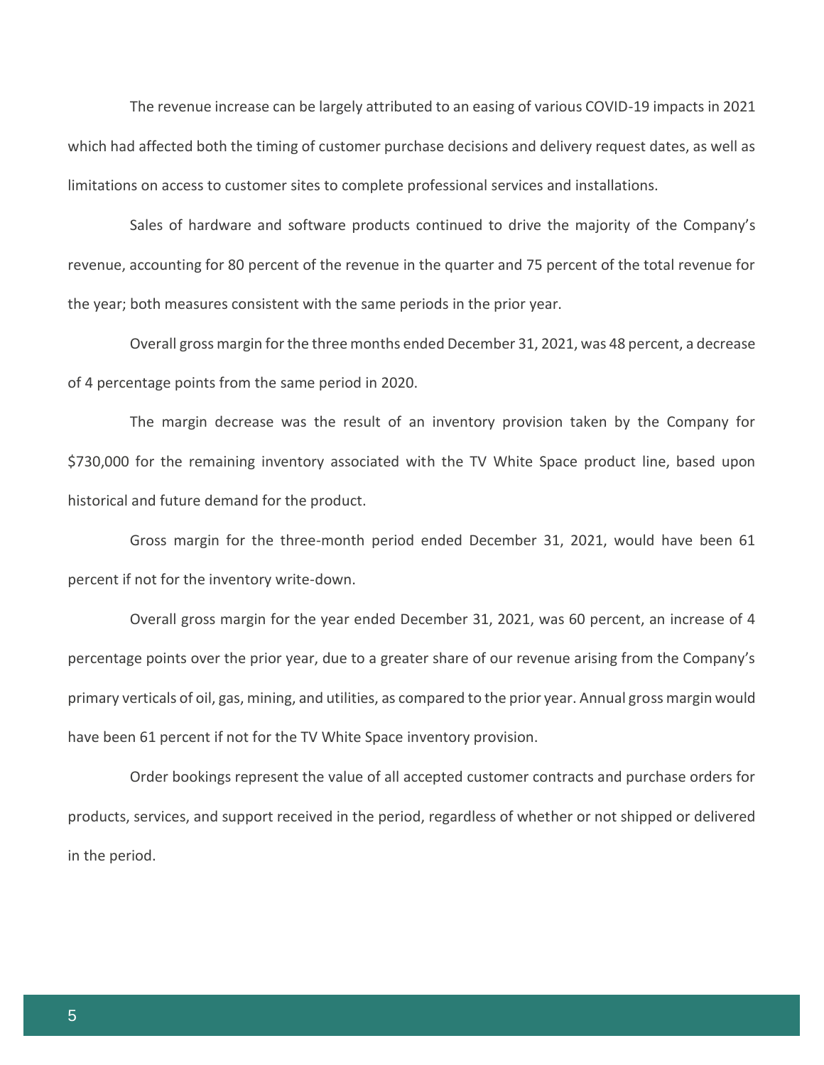The revenue increase can be largely attributed to an easing of various COVID-19 impacts in 2021 which had affected both the timing of customer purchase decisions and delivery request dates, as well as limitations on access to customer sites to complete professional services and installations.

Sales of hardware and software products continued to drive the majority of the Company's revenue, accounting for 80 percent of the revenue in the quarter and 75 percent of the total revenue for the year; both measures consistent with the same periods in the prior year.

Overall gross margin for the three months ended December 31, 2021, was 48 percent, a decrease of 4 percentage points from the same period in 2020.

The margin decrease was the result of an inventory provision taken by the Company for $730,000 for the remaining inventory associated with the TV White Space product line, based upon historical and future demand for the product.

Gross margin for the three-month period ended December 31, 2021, would have been 61 percent if not for the inventory write-down.

Overall gross margin for the year ended December 31, 2021, was 60 percent, an increase of 4 percentage points over the prior year, due to a greater share of our revenue arising from the Company's primary verticals of oil, gas, mining, and utilities, as compared to the prior year. Annual gross margin would have been 61 percent if not for the TV White Space inventory provision.

Order bookings represent the value of all accepted customer contracts and purchase orders for products, services, and support received in the period, regardless of whether or not shipped or delivered in the period.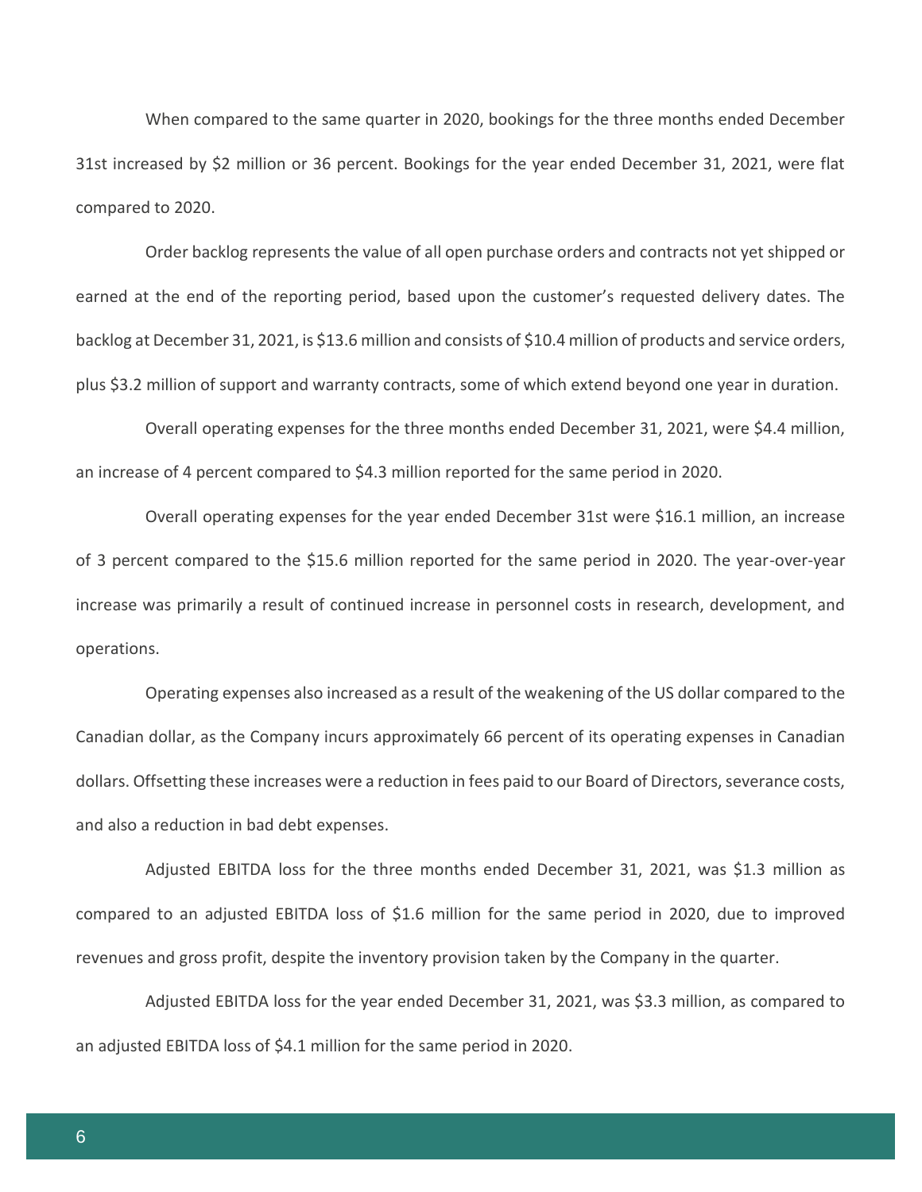When compared to the same quarter in 2020, bookings for the three months ended December 31st increased by $2 million or 36 percent. Bookings for the year ended December 31, 2021, were flat compared to 2020.

Order backlog represents the value of all open purchase orders and contracts not yet shipped or earned at the end of the reporting period, based upon the customer's requested delivery dates. The backlog at December 31, 2021, is $13.6 million and consists of $10.4 million of products and service orders, plus $3.2 million of support and warranty contracts, some of which extend beyond one year in duration.

Overall operating expenses for the three months ended December 31, 2021, were $4.4 million, an increase of 4 percent compared to $4.3 million reported for the same period in 2020.

Overall operating expenses for the year ended December 31st were $16.1 million, an increase of 3 percent compared to the $15.6 million reported for the same period in 2020. The year-over-year increase was primarily a result of continued increase in personnel costs in research, development, and operations.

Operating expenses also increased as a result of the weakening of the US dollar compared to the Canadian dollar, as the Company incurs approximately 66 percent of its operating expenses in Canadian dollars. Offsetting these increases were a reduction in fees paid to our Board of Directors, severance costs, and also a reduction in bad debt expenses.

Adjusted EBITDA loss for the three months ended December 31, 2021, was $1.3 million as compared to an adjusted EBITDA loss of $1.6 million for the same period in 2020, due to improved revenues and gross profit, despite the inventory provision taken by the Company in the quarter.

Adjusted EBITDA loss for the year ended December 31, 2021, was $3.3 million, as compared to an adjusted EBITDA loss of $4.1 million for the same period in 2020.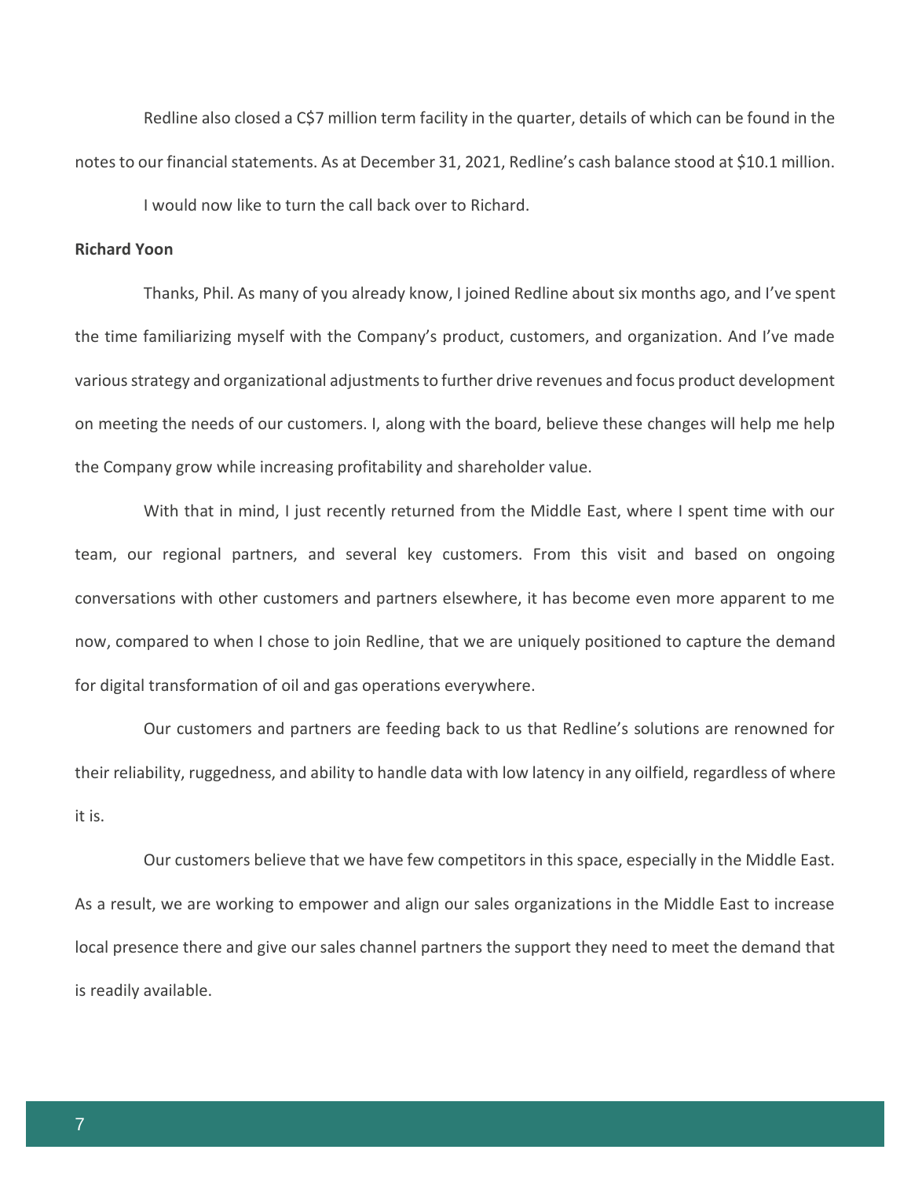Redline also closed a C$7 million term facility in the quarter, details of which can be found in the notes to our financial statements. As at December 31, 2021, Redline's cash balance stood at $10.1 million.

I would now like to turn the call back over to Richard.

**Richard Yoon**

Thanks, Phil. As many of you already know, I joined Redline about six months ago, and I've spent the time familiarizing myself with the Company's product, customers, and organization. And I've made various strategy and organizational adjustments to further drive revenues and focus product development on meeting the needs of our customers. I, along with the board, believe these changes will help me help the Company grow while increasing profitability and shareholder value.

With that in mind, I just recently returned from the Middle East, where I spent time with our team, our regional partners, and several key customers. From this visit and based on ongoing conversations with other customers and partners elsewhere, it has become even more apparent to me now, compared to when I chose to join Redline, that we are uniquely positioned to capture the demand for digital transformation of oil and gas operations everywhere.

Our customers and partners are feeding back to us that Redline's solutions are renowned for their reliability, ruggedness, and ability to handle data with low latency in any oilfield, regardless of where it is.

Our customers believe that we have few competitors in this space, especially in the Middle East. As a result, we are working to empower and align our sales organizations in the Middle East to increase local presence there and give our sales channel partners the support they need to meet the demand that is readily available.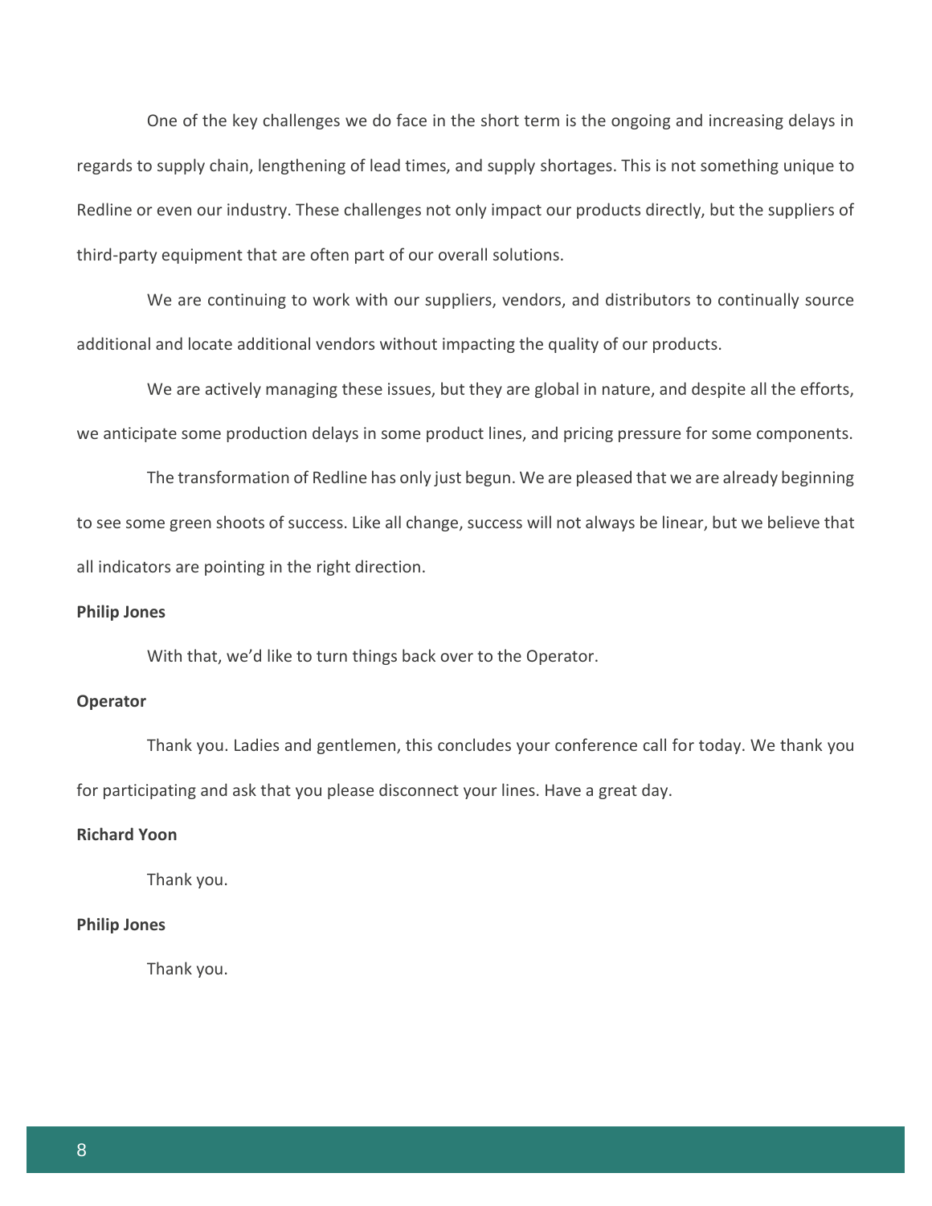One of the key challenges we do face in the short term is the ongoing and increasing delays in regards to supply chain, lengthening of lead times, and supply shortages. This is not something unique to Redline or even our industry. These challenges not only impact our products directly, but the suppliers of third-party equipment that are often part of our overall solutions.

We are continuing to work with our suppliers, vendors, and distributors to continually source additional and locate additional vendors without impacting the quality of our products.

We are actively managing these issues, but they are global in nature, and despite all the efforts, we anticipate some production delays in some product lines, and pricing pressure for some components.

The transformation of Redline has only just begun. We are pleased that we are already beginning to see some green shoots of success. Like all change, success will not always be linear, but we believe that all indicators are pointing in the right direction.

**Philip Jones**

With that, we'd like to turn things back over to the Operator.

**Operator**

Thank you. Ladies and gentlemen, this concludes your conference call for today. We thank you for participating and ask that you please disconnect your lines. Have a great day.

**Richard Yoon**

Thank you.

**Philip Jones**

Thank you.